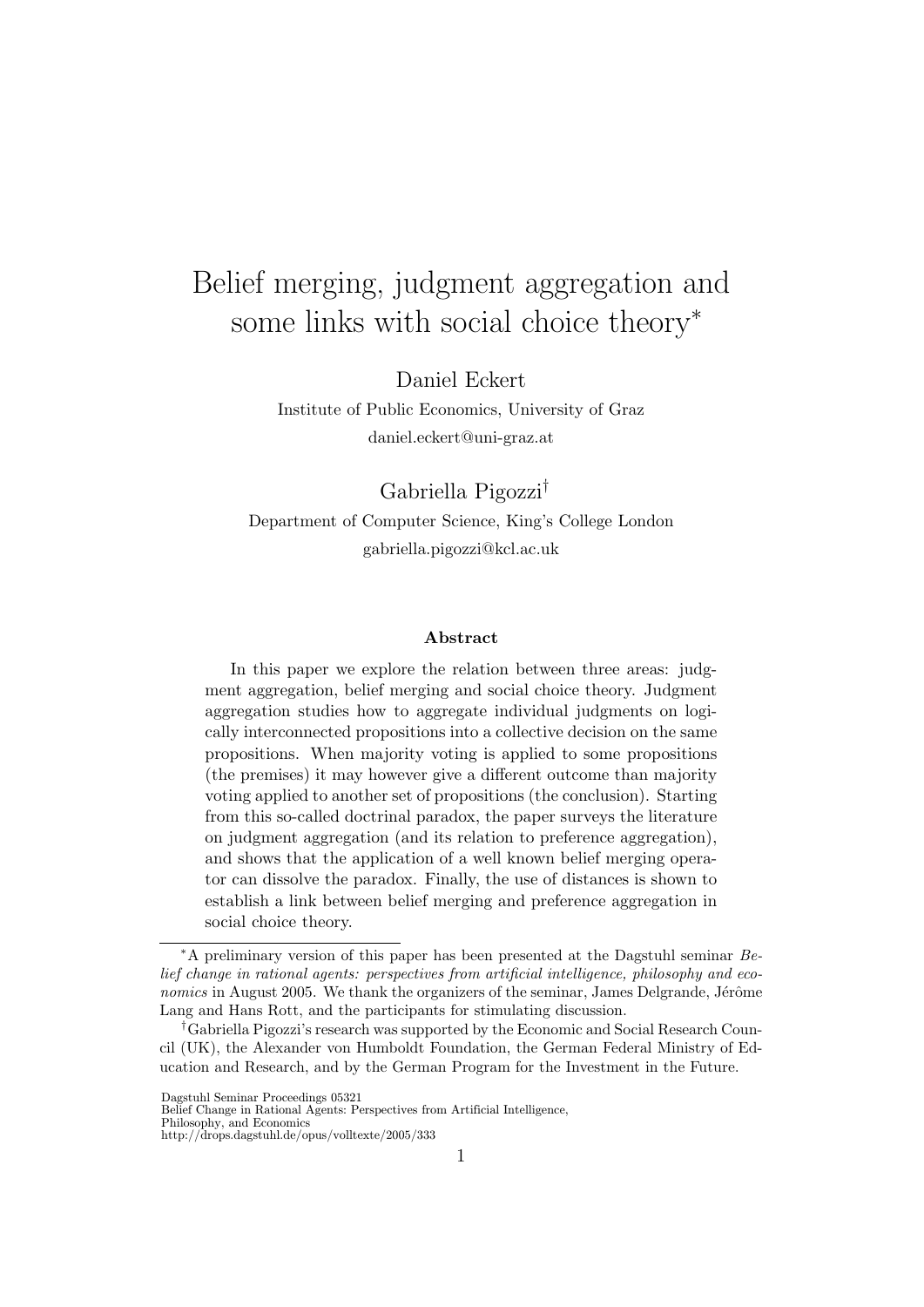# Belief merging, judgment aggregation and some links with social choice theory*

Daniel Eckert

Institute of Public Economics, University of Graz

daniel.eckert@uni-graz.at

Gabriella Pigozzi†

Department of Computer Science, King's College London

gabriella.pigozzi@kcl.ac.uk

### Abstract

In this paper we explore the relation between three areas: judgment aggregation, belief merging and social choice theory. Judgment aggregation studies how to aggregate individual judgments on logically interconnected propositions into a collective decision on the same propositions. When majority voting is applied to some propositions (the premises) it may however give a different outcome than majority voting applied to another set of propositions (the conclusion). Starting from this so-called doctrinal paradox, the paper surveys the literature on judgment aggregation (and its relation to preference aggregation), and shows that the application of a well known belief merging operator can dissolve the paradox. Finally, the use of distances is shown to establish a link between belief merging and preference aggregation in social choice theory.

---

*A preliminary version of this paper has been presented at the Dagstuhl seminar *Belief change in rational agents: perspectives from artificial intelligence, philosophy and economics* in August 2005. We thank the organizers of the seminar, James Delgrande, Jérôme Lang and Hans Rott, and the participants for stimulating discussion.

†Gabriella Pigozzi's research was supported by the Economic and Social Research Council (UK), the Alexander von Humboldt Foundation, the German Federal Ministry of Education and Research, and by the German Program for the Investment in the Future.

Dagstuhl Seminar Proceedings 05321
Belief Change in Rational Agents: Perspectives from Artificial Intelligence, Philosophy, and Economics
http://drops.dagstuhl.de/opus/volltexte/2005/333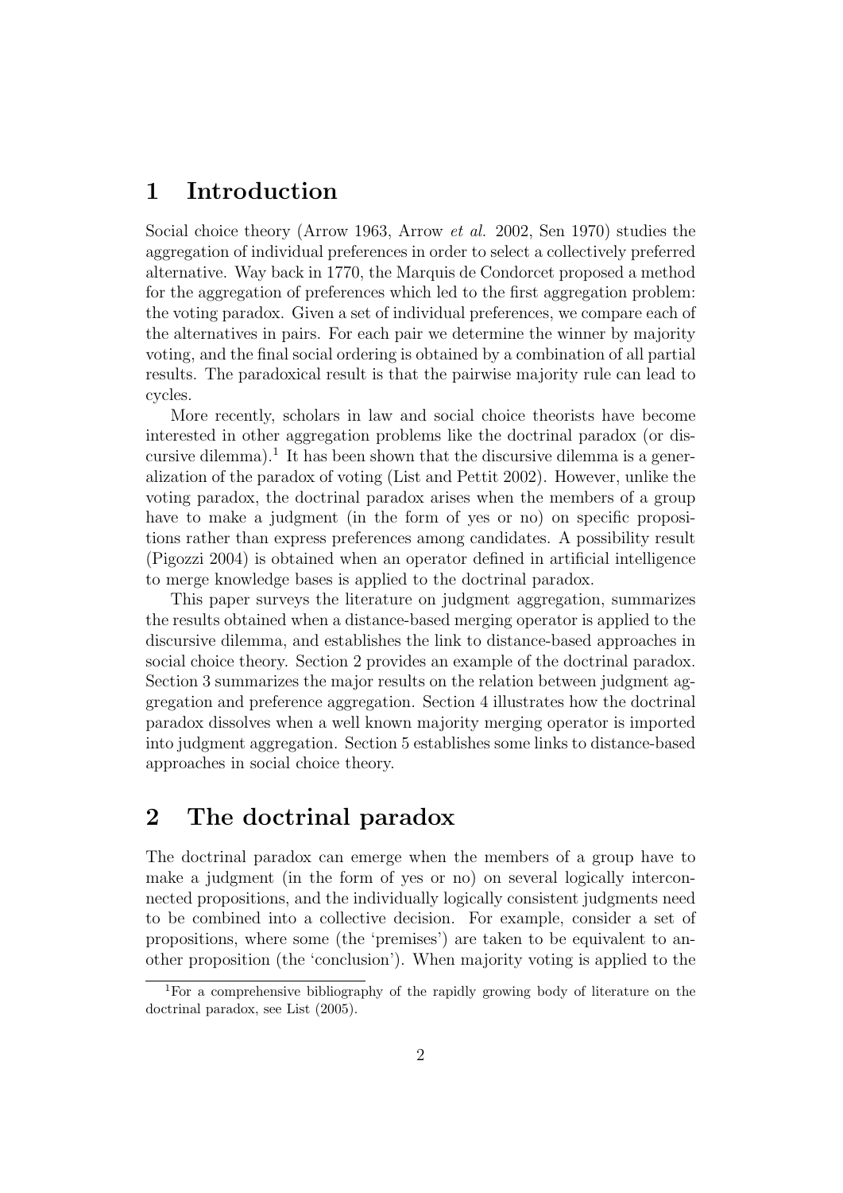## 1 Introduction

Social choice theory (Arrow 1963, Arrow *et al.* 2002, Sen 1970) studies the aggregation of individual preferences in order to select a collectively preferred alternative. Way back in 1770, the Marquis de Condorcet proposed a method for the aggregation of preferences which led to the first aggregation problem: the voting paradox. Given a set of individual preferences, we compare each of the alternatives in pairs. For each pair we determine the winner by majority voting, and the final social ordering is obtained by a combination of all partial results. The paradoxical result is that the pairwise majority rule can lead to cycles.

More recently, scholars in law and social choice theorists have become interested in other aggregation problems like the doctrinal paradox (or discursive dilemma).[1] It has been shown that the discursive dilemma is a generalization of the paradox of voting (List and Pettit 2002). However, unlike the voting paradox, the doctrinal paradox arises when the members of a group have to make a judgment (in the form of yes or no) on specific propositions rather than express preferences among candidates. A possibility result (Pigozzi 2004) is obtained when an operator defined in artificial intelligence to merge knowledge bases is applied to the doctrinal paradox.

This paper surveys the literature on judgment aggregation, summarizes the results obtained when a distance-based merging operator is applied to the discursive dilemma, and establishes the link to distance-based approaches in social choice theory. Section 2 provides an example of the doctrinal paradox. Section 3 summarizes the major results on the relation between judgment aggregation and preference aggregation. Section 4 illustrates how the doctrinal paradox dissolves when a well known majority merging operator is imported into judgment aggregation. Section 5 establishes some links to distance-based approaches in social choice theory.

## 2 The doctrinal paradox

The doctrinal paradox can emerge when the members of a group have to make a judgment (in the form of yes or no) on several logically interconnected propositions, and the individually logically consistent judgments need to be combined into a collective decision. For example, consider a set of propositions, where some (the 'premises') are taken to be equivalent to another proposition (the 'conclusion'). When majority voting is applied to the

[1] For a comprehensive bibliography of the rapidly growing body of literature on the doctrinal paradox, see List (2005).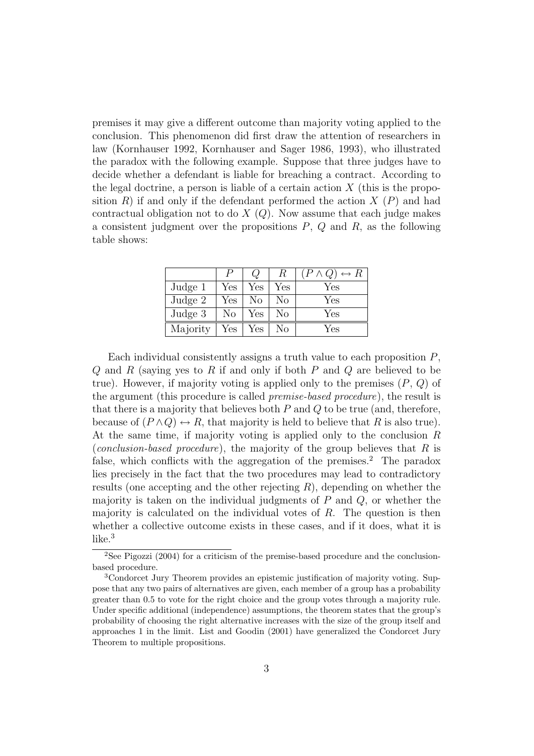premises it may give a different outcome than majority voting applied to the conclusion. This phenomenon did first draw the attention of researchers in law (Kornhauser 1992, Kornhauser and Sager 1986, 1993), who illustrated the paradox with the following example. Suppose that three judges have to decide whether a defendant is liable for breaching a contract. According to the legal doctrine, a person is liable of a certain action $X$ (this is the proposition $R$) if and only if the defendant performed the action $X$ ($P$) and had contractual obligation not to do $X$ ($Q$). Now assume that each judge makes a consistent judgment over the propositions $P$, $Q$ and $R$, as the following table shows:

| | $P$ | $Q$ | $R$ | $(P \wedge Q) \leftrightarrow R$ |
|---|---|---|---|---|
| Judge 1 | Yes | Yes | Yes | Yes |
| Judge 2 | Yes | No | No | Yes |
| Judge 3 | No | Yes | No | Yes |
| Majority | Yes | Yes | No | Yes |

Each individual consistently assigns a truth value to each proposition $P$, $Q$ and $R$ (saying yes to $R$ if and only if both $P$ and $Q$ are believed to be true). However, if majority voting is applied only to the premises ($P$, $Q$) of the argument (this procedure is called *premise-based procedure*), the result is that there is a majority that believes both $P$ and $Q$ to be true (and, therefore, because of $(P \wedge Q) \leftrightarrow R$, that majority is held to believe that $R$ is also true). At the same time, if majority voting is applied only to the conclusion $R$ (*conclusion-based procedure*), the majority of the group believes that $R$ is false, which conflicts with the aggregation of the premises.[2] The paradox lies precisely in the fact that the two procedures may lead to contradictory results (one accepting and the other rejecting $R$), depending on whether the majority is taken on the individual judgments of $P$ and $Q$, or whether the majority is calculated on the individual votes of $R$. The question is then whether a collective outcome exists in these cases, and if it does, what it is like.[3]

[2] See Pigozzi (2004) for a criticism of the premise-based procedure and the conclusion-based procedure.

[3] Condorcet Jury Theorem provides an epistemic justification of majority voting. Suppose that any two pairs of alternatives are given, each member of a group has a probability greater than 0.5 to vote for the right choice and the group votes through a majority rule. Under specific additional (independence) assumptions, the theorem states that the group's probability of choosing the right alternative increases with the size of the group itself and approaches 1 in the limit. List and Goodin (2001) have generalized the Condorcet Jury Theorem to multiple propositions.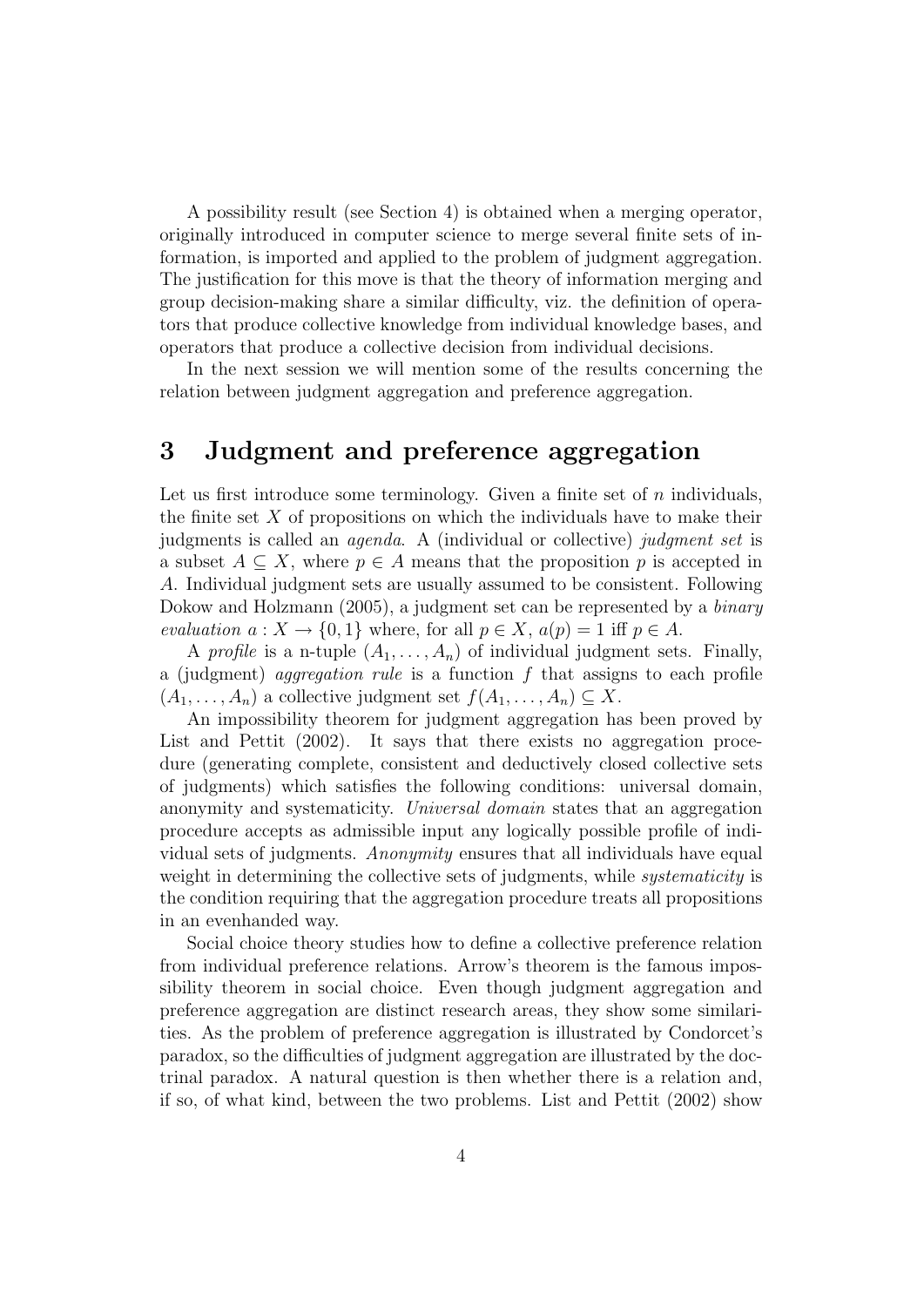A possibility result (see Section 4) is obtained when a merging operator, originally introduced in computer science to merge several finite sets of information, is imported and applied to the problem of judgment aggregation. The justification for this move is that the theory of information merging and group decision-making share a similar difficulty, viz. the definition of operators that produce collective knowledge from individual knowledge bases, and operators that produce a collective decision from individual decisions.

In the next session we will mention some of the results concerning the relation between judgment aggregation and preference aggregation.

# 3 Judgment and preference aggregation

Let us first introduce some terminology. Given a finite set of $n$ individuals, the finite set $X$ of propositions on which the individuals have to make their judgments is called an *agenda*. A (individual or collective) *judgment set* is a subset $A \subseteq X$, where $p \in A$ means that the proposition $p$ is accepted in $A$. Individual judgment sets are usually assumed to be consistent. Following Dokow and Holzmann (2005), a judgment set can be represented by a *binary evaluation* $a : X \rightarrow \{0, 1\}$ where, for all $p \in X$, $a(p) = 1$ iff $p \in A$.

A *profile* is a n-tuple $(A_1, \ldots, A_n)$ of individual judgment sets. Finally, a (judgment) *aggregation rule* is a function $f$ that assigns to each profile $(A_1, \ldots, A_n)$ a collective judgment set $f(A_1, \ldots, A_n) \subseteq X$.

An impossibility theorem for judgment aggregation has been proved by List and Pettit (2002). It says that there exists no aggregation procedure (generating complete, consistent and deductively closed collective sets of judgments) which satisfies the following conditions: universal domain, anonymity and systematicity. *Universal domain* states that an aggregation procedure accepts as admissible input any logically possible profile of individual sets of judgments. *Anonymity* ensures that all individuals have equal weight in determining the collective sets of judgments, while *systematicity* is the condition requiring that the aggregation procedure treats all propositions in an evenhanded way.

Social choice theory studies how to define a collective preference relation from individual preference relations. Arrow's theorem is the famous impossibility theorem in social choice. Even though judgment aggregation and preference aggregation are distinct research areas, they show some similarities. As the problem of preference aggregation is illustrated by Condorcet's paradox, so the difficulties of judgment aggregation are illustrated by the doctrinal paradox. A natural question is then whether there is a relation and, if so, of what kind, between the two problems. List and Pettit (2002) show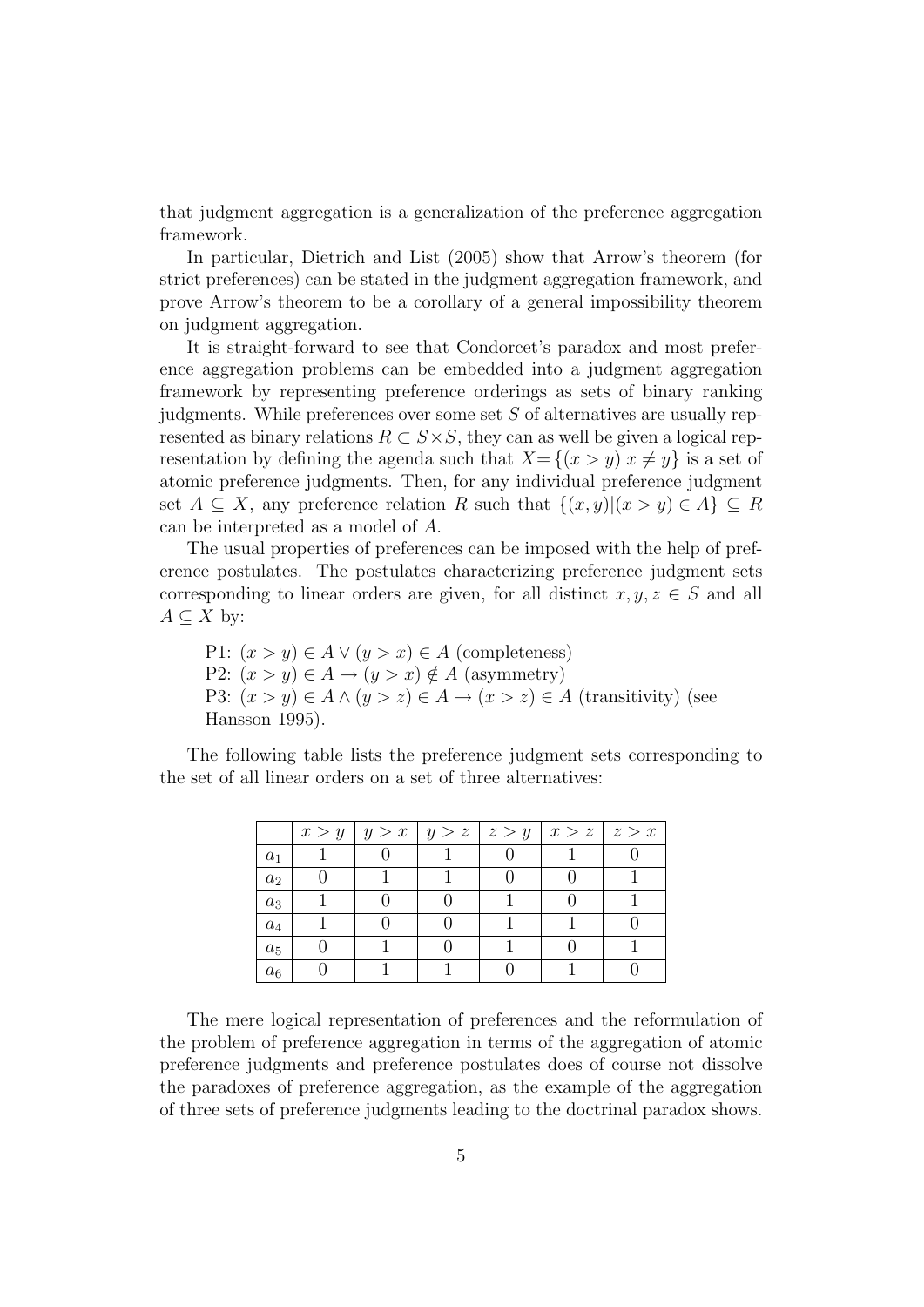that judgment aggregation is a generalization of the preference aggregation framework.

In particular, Dietrich and List (2005) show that Arrow's theorem (for strict preferences) can be stated in the judgment aggregation framework, and prove Arrow's theorem to be a corollary of a general impossibility theorem on judgment aggregation.

It is straight-forward to see that Condorcet's paradox and most preference aggregation problems can be embedded into a judgment aggregation framework by representing preference orderings as sets of binary ranking judgments. While preferences over some set $S$ of alternatives are usually represented as binary relations $R \subset S \times S$, they can as well be given a logical representation by defining the agenda such that $X = \{(x > y) | x \neq y\}$ is a set of atomic preference judgments. Then, for any individual preference judgment set $A \subseteq X$, any preference relation $R$ such that $\{(x, y) | (x > y) \in A\} \subseteq R$ can be interpreted as a model of $A$.

The usual properties of preferences can be imposed with the help of preference postulates. The postulates characterizing preference judgment sets corresponding to linear orders are given, for all distinct $x, y, z \in S$ and all $A \subseteq X$ by:

P1: $(x > y) \in A \vee (y > x) \in A$ (completeness)
P2: $(x > y) \in A \rightarrow (y > x) \notin A$ (asymmetry)
P3: $(x > y) \in A \wedge (y > z) \in A \rightarrow (x > z) \in A$ (transitivity) (see Hansson 1995).

The following table lists the preference judgment sets corresponding to the set of all linear orders on a set of three alternatives:

| | $x > y$ | $y > x$ | $y > z$ | $z > y$ | $x > z$ | $z > x$ |
|---|---|---|---|---|---|---|
| $a_1$ | 1 | 0 | 1 | 0 | 1 | 0 |
| $a_2$ | 0 | 1 | 1 | 0 | 0 | 1 |
| $a_3$ | 1 | 0 | 0 | 1 | 0 | 1 |
| $a_4$ | 1 | 0 | 0 | 1 | 1 | 0 |
| $a_5$ | 0 | 1 | 0 | 1 | 0 | 1 |
| $a_6$ | 0 | 1 | 1 | 0 | 1 | 0 |

The mere logical representation of preferences and the reformulation of the problem of preference aggregation in terms of the aggregation of atomic preference judgments and preference postulates does of course not dissolve the paradoxes of preference aggregation, as the example of the aggregation of three sets of preference judgments leading to the doctrinal paradox shows.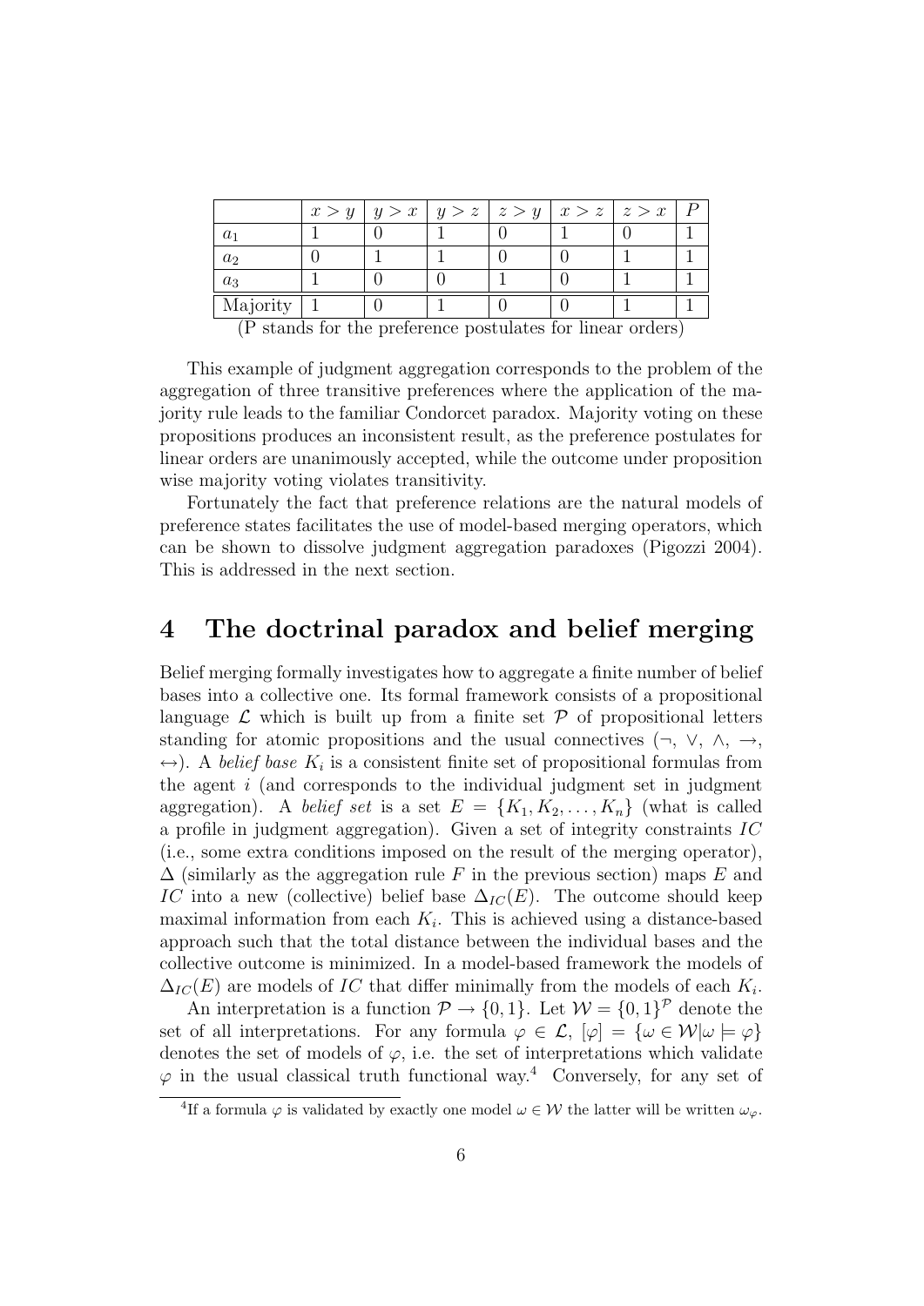| | $x > y$ | $y > x$ | $y > z$ | $z > y$ | $x > z$ | $z > x$ | $P$ |
|---|---|---|---|---|---|---|---|
| $a_1$ | 1 | 0 | 1 | 0 | 1 | 0 | 1 |
| $a_2$ | 0 | 1 | 1 | 0 | 0 | 1 | 1 |
| $a_3$ | 1 | 0 | 0 | 1 | 0 | 1 | 1 |
| Majority | 1 | 0 | 1 | 0 | 0 | 1 | 1 |

(P stands for the preference postulates for linear orders)

This example of judgment aggregation corresponds to the problem of the aggregation of three transitive preferences where the application of the majority rule leads to the familiar Condorcet paradox. Majority voting on these propositions produces an inconsistent result, as the preference postulates for linear orders are unanimously accepted, while the outcome under proposition wise majority voting violates transitivity.

Fortunately the fact that preference relations are the natural models of preference states facilitates the use of model-based merging operators, which can be shown to dissolve judgment aggregation paradoxes (Pigozzi 2004). This is addressed in the next section.

## 4 The doctrinal paradox and belief merging

Belief merging formally investigates how to aggregate a finite number of belief bases into a collective one. Its formal framework consists of a propositional language $\mathcal{L}$ which is built up from a finite set $\mathcal{P}$ of propositional letters standing for atomic propositions and the usual connectives ($\neg$, $\vee$, $\wedge$, $\rightarrow$, $\leftrightarrow$). A *belief base* $K_i$ is a consistent finite set of propositional formulas from the agent $i$ (and corresponds to the individual judgment set in judgment aggregation). A *belief set* is a set $E = \{K_1, K_2, \ldots, K_n\}$ (what is called a profile in judgment aggregation). Given a set of integrity constraints $IC$ (i.e., some extra conditions imposed on the result of the merging operator), $\Delta$ (similarly as the aggregation rule $F$ in the previous section) maps $E$ and $IC$ into a new (collective) belief base $\Delta_{IC}(E)$. The outcome should keep maximal information from each $K_i$. This is achieved using a distance-based approach such that the total distance between the individual bases and the collective outcome is minimized. In a model-based framework the models of $\Delta_{IC}(E)$ are models of $IC$ that differ minimally from the models of each $K_i$.

An interpretation is a function $\mathcal{P} \rightarrow \{0, 1\}$. Let $\mathcal{W} = \{0, 1\}^{\mathcal{P}}$ denote the set of all interpretations. For any formula $\varphi \in \mathcal{L}$, $[\varphi] = \{\omega \in \mathcal{W} | \omega \models \varphi\}$ denotes the set of models of $\varphi$, i.e. the set of interpretations which validate $\varphi$ in the usual classical truth functional way.[4] Conversely, for any set of

[4] If a formula $\varphi$ is validated by exactly one model $\omega \in \mathcal{W}$ the latter will be written $\omega_\varphi$.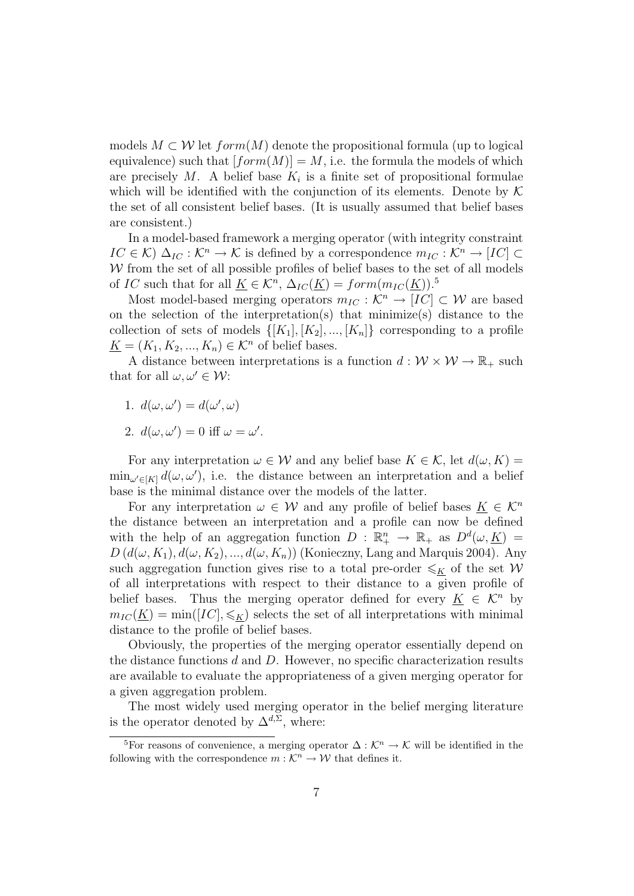models $M \subset \mathcal{W}$ let $form(M)$ denote the propositional formula (up to logical equivalence) such that $[form(M)] = M$, i.e. the formula the models of which are precisely $M$. A belief base $K_i$ is a finite set of propositional formulae which will be identified with the conjunction of its elements. Denote by $\mathcal{K}$ the set of all consistent belief bases. (It is usually assumed that belief bases are consistent.)

In a model-based framework a merging operator (with integrity constraint $IC \in \mathcal{K}$) $\Delta_{IC} : \mathcal{K}^n \to \mathcal{K}$ is defined by a correspondence $m_{IC} : \mathcal{K}^n \to [IC] \subset \mathcal{W}$ from the set of all possible profiles of belief bases to the set of all models of $IC$ such that for all $\underline{K} \in \mathcal{K}^n$, $\Delta_{IC}(\underline{K}) = form(m_{IC}(\underline{K}))$.[5]

Most model-based merging operators $m_{IC} : \mathcal{K}^n \to [IC] \subset \mathcal{W}$ are based on the selection of the interpretation(s) that minimize(s) distance to the collection of sets of models $\{[K_1], [K_2], ..., [K_n]\}$ corresponding to a profile $\underline{K} = (K_1, K_2, ..., K_n) \in \mathcal{K}^n$ of belief bases.

A distance between interpretations is a function $d : \mathcal{W} \times \mathcal{W} \to \mathbb{R}_+$ such that for all $\omega, \omega' \in \mathcal{W}$:

1. $d(\omega, \omega') = d(\omega', \omega)$
2. $d(\omega, \omega') = 0$ iff $\omega = \omega'$.

For any interpretation $\omega \in \mathcal{W}$ and any belief base $K \in \mathcal{K}$, let $d(\omega, K) = \min_{\omega' \in [K]} d(\omega, \omega')$, i.e. the distance between an interpretation and a belief base is the minimal distance over the models of the latter.

For any interpretation $\omega \in \mathcal{W}$ and any profile of belief bases $\underline{K} \in \mathcal{K}^n$ the distance between an interpretation and a profile can now be defined with the help of an aggregation function $D : \mathbb{R}_+^n \to \mathbb{R}_+$ as $D^d(\omega, \underline{K}) = D\left(d(\omega, K_1), d(\omega, K_2), ..., d(\omega, K_n)\right)$ (Konieczny, Lang and Marquis 2004). Any such aggregation function gives rise to a total pre-order $\leqslant_{\underline{K}}$ of the set $\mathcal{W}$ of all interpretations with respect to their distance to a given profile of belief bases. Thus the merging operator defined for every $\underline{K} \in \mathcal{K}^n$ by $m_{IC}(\underline{K}) = \min([IC], \leqslant_{\underline{K}})$ selects the set of all interpretations with minimal distance to the profile of belief bases.

Obviously, the properties of the merging operator essentially depend on the distance functions $d$ and $D$. However, no specific characterization results are available to evaluate the appropriateness of a given merging operator for a given aggregation problem.

The most widely used merging operator in the belief merging literature is the operator denoted by $\Delta^{d,\Sigma}$, where:

[5] For reasons of convenience, a merging operator $\Delta : \mathcal{K}^n \to \mathcal{K}$ will be identified in the following with the correspondence $m : \mathcal{K}^n \to \mathcal{W}$ that defines it.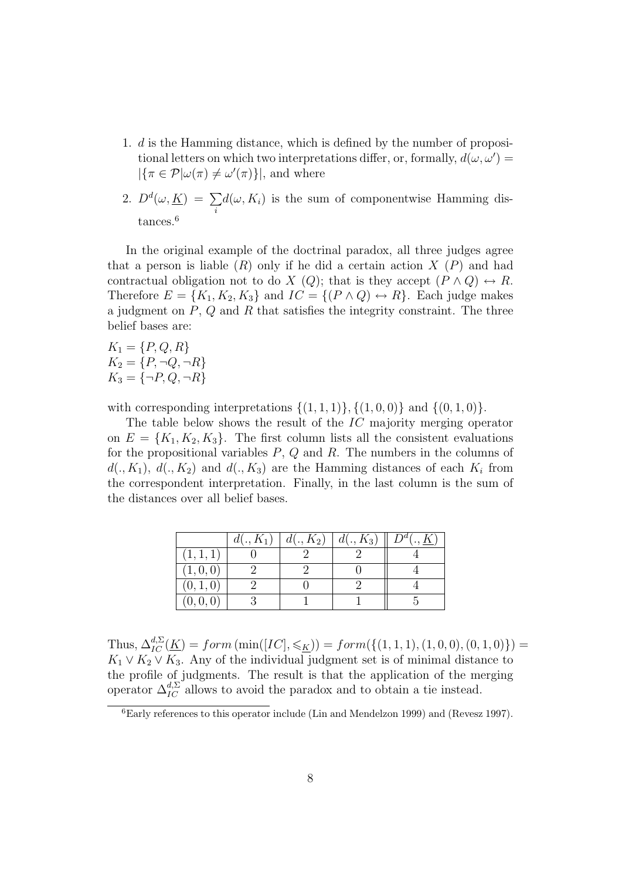1. $d$ is the Hamming distance, which is defined by the number of propositional letters on which two interpretations differ, or, formally, $d(\omega, \omega') = |\{\pi \in \mathcal{P} | \omega(\pi) \neq \omega'(\pi)\}|$, and where
2. $D^d(\omega, \underline{K}) = \sum_i d(\omega, K_i)$ is the sum of componentwise Hamming distances.[6]

In the original example of the doctrinal paradox, all three judges agree that a person is liable ($R$) only if he did a certain action $X$ ($P$) and had contractual obligation not to do $X$ ($Q$); that is they accept $(P \wedge Q) \leftrightarrow R$. Therefore $E = \{K_1, K_2, K_3\}$ and $IC = \{(P \wedge Q) \leftrightarrow R\}$. Each judge makes a judgment on $P$, $Q$ and $R$ that satisfies the integrity constraint. The three belief bases are:

$K_1 = \{P, Q, R\}$
$K_2 = \{P, \neg Q, \neg R\}$
$K_3 = \{\neg P, Q, \neg R\}$

with corresponding interpretations $\{(1, 1, 1)\}, \{(1, 0, 0)\}$ and $\{(0, 1, 0)\}$.

The table below shows the result of the $IC$ majority merging operator on $E = \{K_1, K_2, K_3\}$. The first column lists all the consistent evaluations for the propositional variables $P$, $Q$ and $R$. The numbers in the columns of $d(., K_1)$, $d(., K_2)$ and $d(., K_3)$ are the Hamming distances of each $K_i$ from the correspondent interpretation. Finally, in the last column is the sum of the distances over all belief bases.

| | $d(., K_1)$ | $d(., K_2)$ | $d(., K_3)$ | $D^d(., \underline{K})$ |
|---|---|---|---|---|
| $(1, 1, 1)$ | 0 | 2 | 2 | 4 |
| $(1, 0, 0)$ | 2 | 2 | 0 | 4 |
| $(0, 1, 0)$ | 2 | 0 | 2 | 4 |
| $(0, 0, 0)$ | 3 | 1 | 1 | 5 |

Thus, $\Delta_{IC}^{d,\Sigma}(\underline{K}) = form\left(\min([IC], \leqslant_{\underline{K}})\right) = form(\{(1, 1, 1), (1, 0, 0), (0, 1, 0)\}) = K_1 \vee K_2 \vee K_3$. Any of the individual judgment set is of minimal distance to the profile of judgments. The result is that the application of the merging operator $\Delta_{IC}^{d,\Sigma}$ allows to avoid the paradox and to obtain a tie instead.

[6] Early references to this operator include (Lin and Mendelzon 1999) and (Revesz 1997).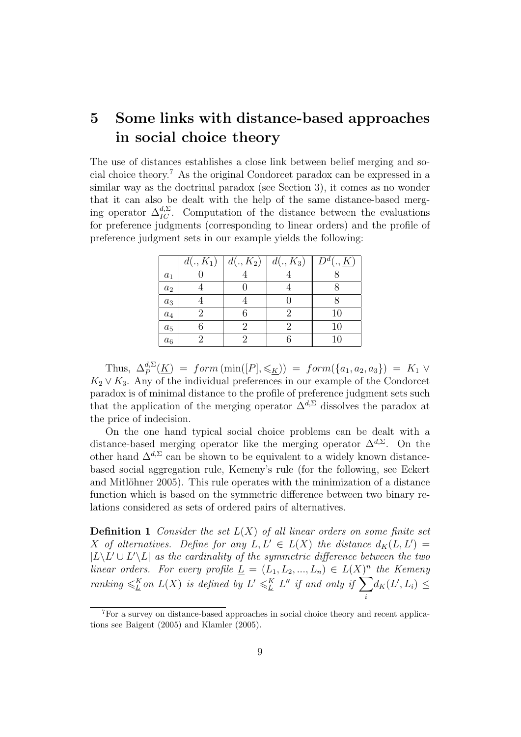# 5 Some links with distance-based approaches in social choice theory

The use of distances establishes a close link between belief merging and social choice theory.[7] As the original Condorcet paradox can be expressed in a similar way as the doctrinal paradox (see Section 3), it comes as no wonder that it can also be dealt with the help of the same distance-based merging operator $\Delta_{IC}^{d,\Sigma}$. Computation of the distance between the evaluations for preference judgments (corresponding to linear orders) and the profile of preference judgment sets in our example yields the following:

|  | $d(.,K_1)$ | $d(.,K_2)$ | $d(.,K_3)$ | $D^d(.,\underline{K})$ |
|---|---|---|---|---|
| $a_1$ | 0 | 4 | 4 | 8 |
| $a_2$ | 4 | 0 | 4 | 8 |
| $a_3$ | 4 | 4 | 0 | 8 |
| $a_4$ | 2 | 6 | 2 | 10 |
| $a_5$ | 6 | 2 | 2 | 10 |
| $a_6$ | 2 | 2 | 6 | 10 |

Thus, $\Delta_P^{d,\Sigma}(\underline{K}) = form\left(\min([P], \leqslant_{\underline{K}})\right) = form(\{a_1, a_2, a_3\}) = K_1 \vee K_2 \vee K_3$. Any of the individual preferences in our example of the Condorcet paradox is of minimal distance to the profile of preference judgment sets such that the application of the merging operator $\Delta^{d,\Sigma}$ dissolves the paradox at the price of indecision.

On the one hand typical social choice problems can be dealt with a distance-based merging operator like the merging operator $\Delta^{d,\Sigma}$. On the other hand $\Delta^{d,\Sigma}$ can be shown to be equivalent to a widely known distance-based social aggregation rule, Kemeny's rule (for the following, see Eckert and Mitlöhner 2005). This rule operates with the minimization of a distance function which is based on the symmetric difference between two binary relations considered as sets of ordered pairs of alternatives.

**Definition 1** *Consider the set $L(X)$ of all linear orders on some finite set $X$ of alternatives. Define for any $L, L' \in L(X)$ the distance $d_K(L, L') = |L \backslash L' \cup L' \backslash L|$ as the cardinality of the symmetric difference between the two linear orders. For every profile $\underline{L} = (L_1, L_2, ..., L_n) \in L(X)^n$ the Kemeny ranking $\leqslant_{\underline{L}}^K$ on $L(X)$ is defined by $L' \leqslant_{\underline{L}}^K L''$ if and only if $\sum_i d_K(L', L_i) \leq$*

[7] For a survey on distance-based approaches in social choice theory and recent applications see Baigent (2005) and Klamler (2005).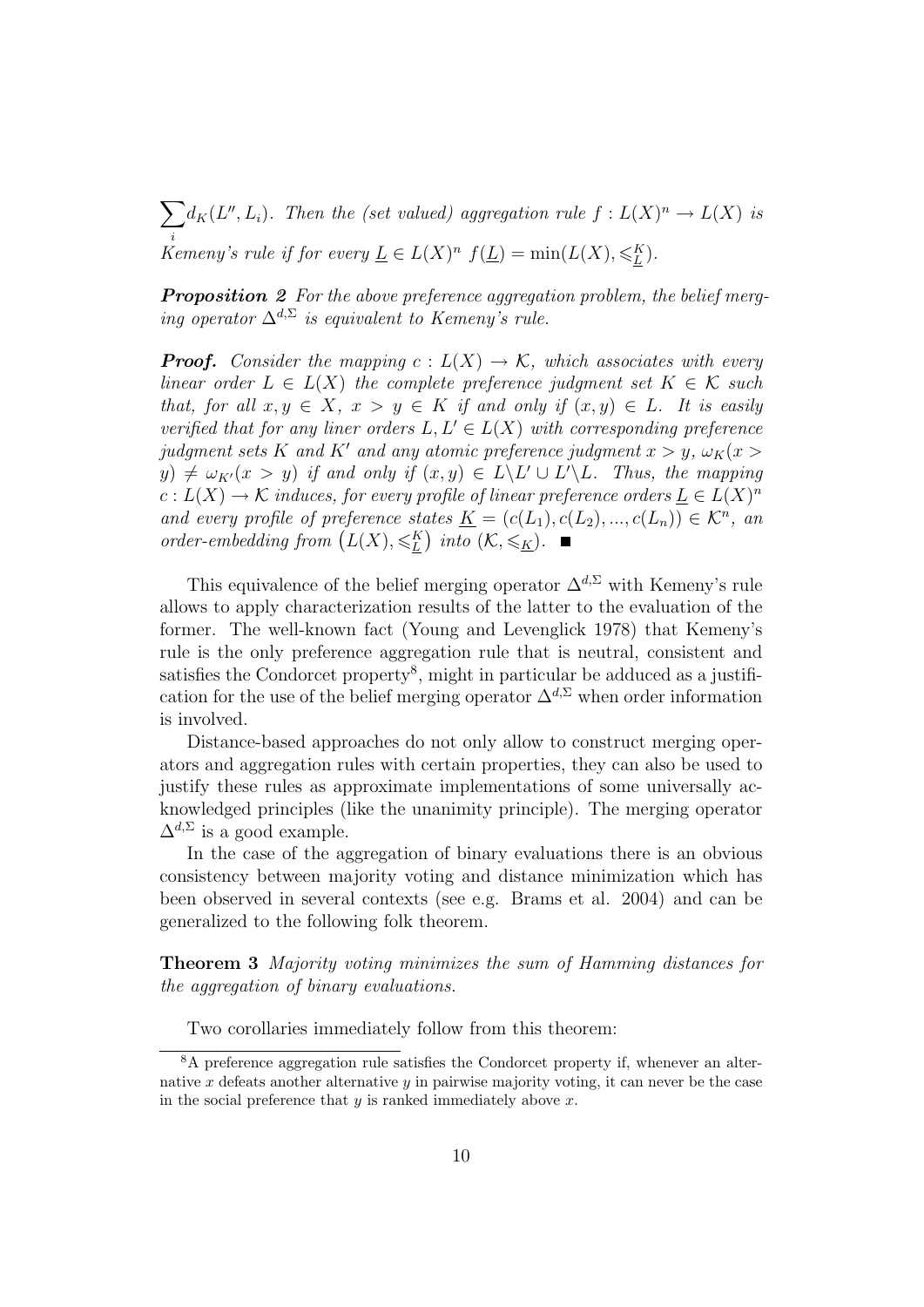$\sum_i d_K(L'', L_i)$. *Then the (set valued) aggregation rule* $f : L(X)^n \to L(X)$ *is Kemeny's rule if for every* $\underline{L} \in L(X)^n$ $f(\underline{L}) = \min(L(X), \leqslant^K_{\underline{L}})$.

***Proposition 2*** *For the above preference aggregation problem, the belief merging operator* $\Delta^{d,\Sigma}$ *is equivalent to Kemeny's rule.*

***Proof.*** *Consider the mapping* $c : L(X) \to \mathcal{K}$, *which associates with every linear order* $L \in L(X)$ *the complete preference judgment set* $K \in \mathcal{K}$ *such that, for all* $x, y \in X$, $x > y \in K$ *if and only if* $(x, y) \in L$. *It is easily verified that for any liner orders* $L, L' \in L(X)$ *with corresponding preference judgment sets* $K$ *and* $K'$ *and any atomic preference judgment* $x > y$, $\omega_K(x > y) \neq \omega_{K'}(x > y)$ *if and only if* $(x, y) \in L \backslash L' \cup L' \backslash L$. *Thus, the mapping* $c : L(X) \to \mathcal{K}$ *induces, for every profile of linear preference orders* $\underline{L} \in L(X)^n$ *and every profile of preference states* $\underline{K} = (c(L_1), c(L_2), ..., c(L_n)) \in \mathcal{K}^n$, *an order-embedding from* $\left(L(X), \leqslant^K_{\underline{L}}\right)$ *into* $(\mathcal{K}, \leqslant_{\underline{K}})$. ■

This equivalence of the belief merging operator $\Delta^{d,\Sigma}$ with Kemeny's rule allows to apply characterization results of the latter to the evaluation of the former. The well-known fact (Young and Levenglick 1978) that Kemeny's rule is the only preference aggregation rule that is neutral, consistent and satisfies the Condorcet property[8], might in particular be adduced as a justification for the use of the belief merging operator $\Delta^{d,\Sigma}$ when order information is involved.

Distance-based approaches do not only allow to construct merging operators and aggregation rules with certain properties, they can also be used to justify these rules as approximate implementations of some universally acknowledged principles (like the unanimity principle). The merging operator $\Delta^{d,\Sigma}$ is a good example.

In the case of the aggregation of binary evaluations there is an obvious consistency between majority voting and distance minimization which has been observed in several contexts (see e.g. Brams et al. 2004) and can be generalized to the following folk theorem.

**Theorem 3** *Majority voting minimizes the sum of Hamming distances for the aggregation of binary evaluations.*

Two corollaries immediately follow from this theorem:

[8] A preference aggregation rule satisfies the Condorcet property if, whenever an alternative $x$ defeats another alternative $y$ in pairwise majority voting, it can never be the case in the social preference that $y$ is ranked immediately above $x$.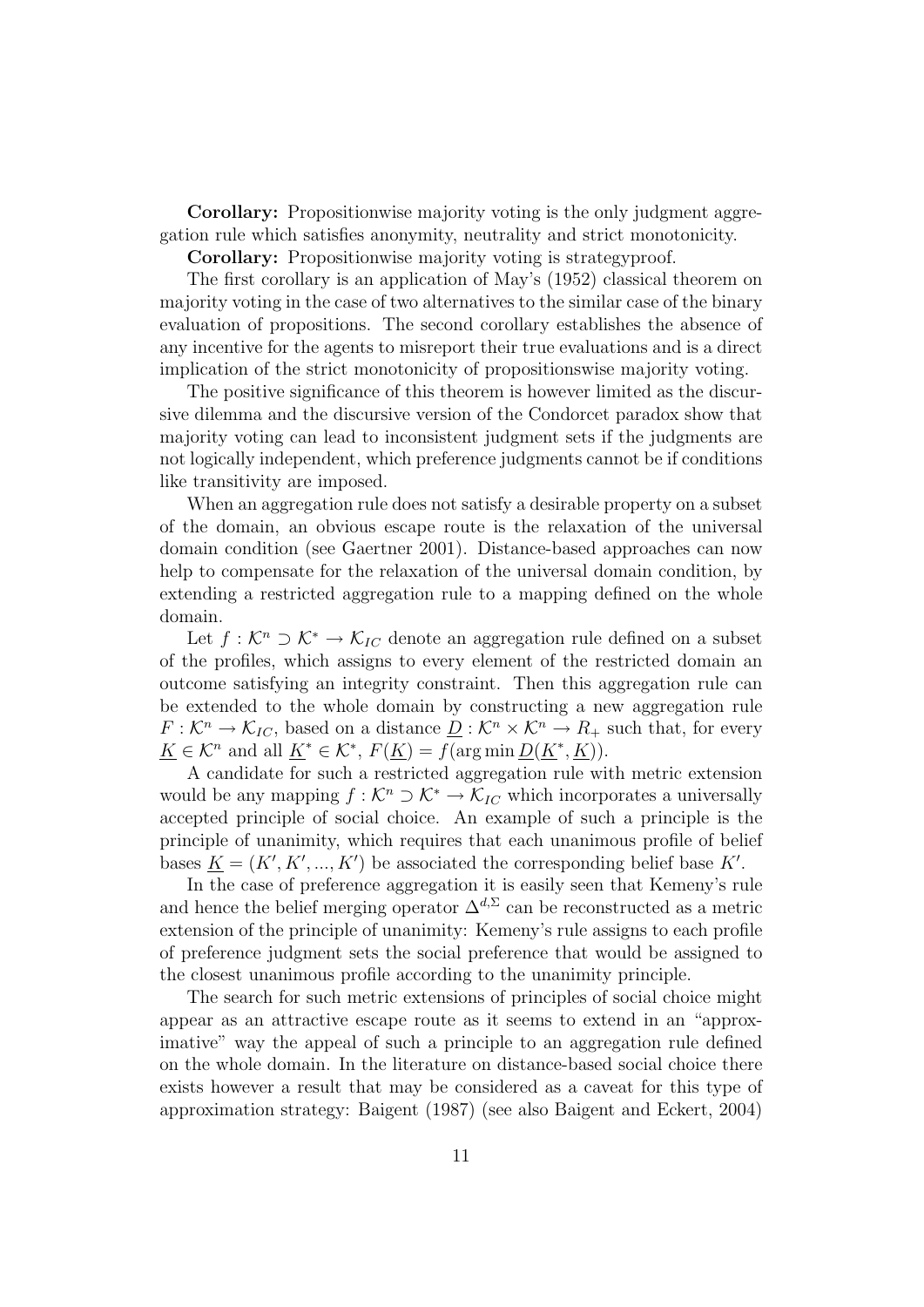**Corollary:** Propositionwise majority voting is the only judgment aggregation rule which satisfies anonymity, neutrality and strict monotonicity.

**Corollary:** Propositionwise majority voting is strategyproof.

The first corollary is an application of May's (1952) classical theorem on majority voting in the case of two alternatives to the similar case of the binary evaluation of propositions. The second corollary establishes the absence of any incentive for the agents to misreport their true evaluations and is a direct implication of the strict monotonicity of propositionswise majority voting.

The positive significance of this theorem is however limited as the discursive dilemma and the discursive version of the Condorcet paradox show that majority voting can lead to inconsistent judgment sets if the judgments are not logically independent, which preference judgments cannot be if conditions like transitivity are imposed.

When an aggregation rule does not satisfy a desirable property on a subset of the domain, an obvious escape route is the relaxation of the universal domain condition (see Gaertner 2001). Distance-based approaches can now help to compensate for the relaxation of the universal domain condition, by extending a restricted aggregation rule to a mapping defined on the whole domain.

Let $f : \mathcal{K}^n \supset \mathcal{K}^* \rightarrow \mathcal{K}_{IC}$ denote an aggregation rule defined on a subset of the profiles, which assigns to every element of the restricted domain an outcome satisfying an integrity constraint. Then this aggregation rule can be extended to the whole domain by constructing a new aggregation rule $F : \mathcal{K}^n \rightarrow \mathcal{K}_{IC}$, based on a distance $\underline{D} : \mathcal{K}^n \times \mathcal{K}^n \rightarrow R_+$ such that, for every $\underline{K} \in \mathcal{K}^n$ and all $\underline{K}^* \in \mathcal{K}^*$, $F(\underline{K}) = f(\arg\min \underline{D}(\underline{K}^*, \underline{K}))$.

A candidate for such a restricted aggregation rule with metric extension would be any mapping $f : \mathcal{K}^n \supset \mathcal{K}^* \rightarrow \mathcal{K}_{IC}$ which incorporates a universally accepted principle of social choice. An example of such a principle is the principle of unanimity, which requires that each unanimous profile of belief bases $\underline{K} = (K', K', ..., K')$ be associated the corresponding belief base $K'$.

In the case of preference aggregation it is easily seen that Kemeny's rule and hence the belief merging operator $\Delta^{d,\Sigma}$ can be reconstructed as a metric extension of the principle of unanimity: Kemeny's rule assigns to each profile of preference judgment sets the social preference that would be assigned to the closest unanimous profile according to the unanimity principle.

The search for such metric extensions of principles of social choice might appear as an attractive escape route as it seems to extend in an "approximative" way the appeal of such a principle to an aggregation rule defined on the whole domain. In the literature on distance-based social choice there exists however a result that may be considered as a caveat for this type of approximation strategy: Baigent (1987) (see also Baigent and Eckert, 2004)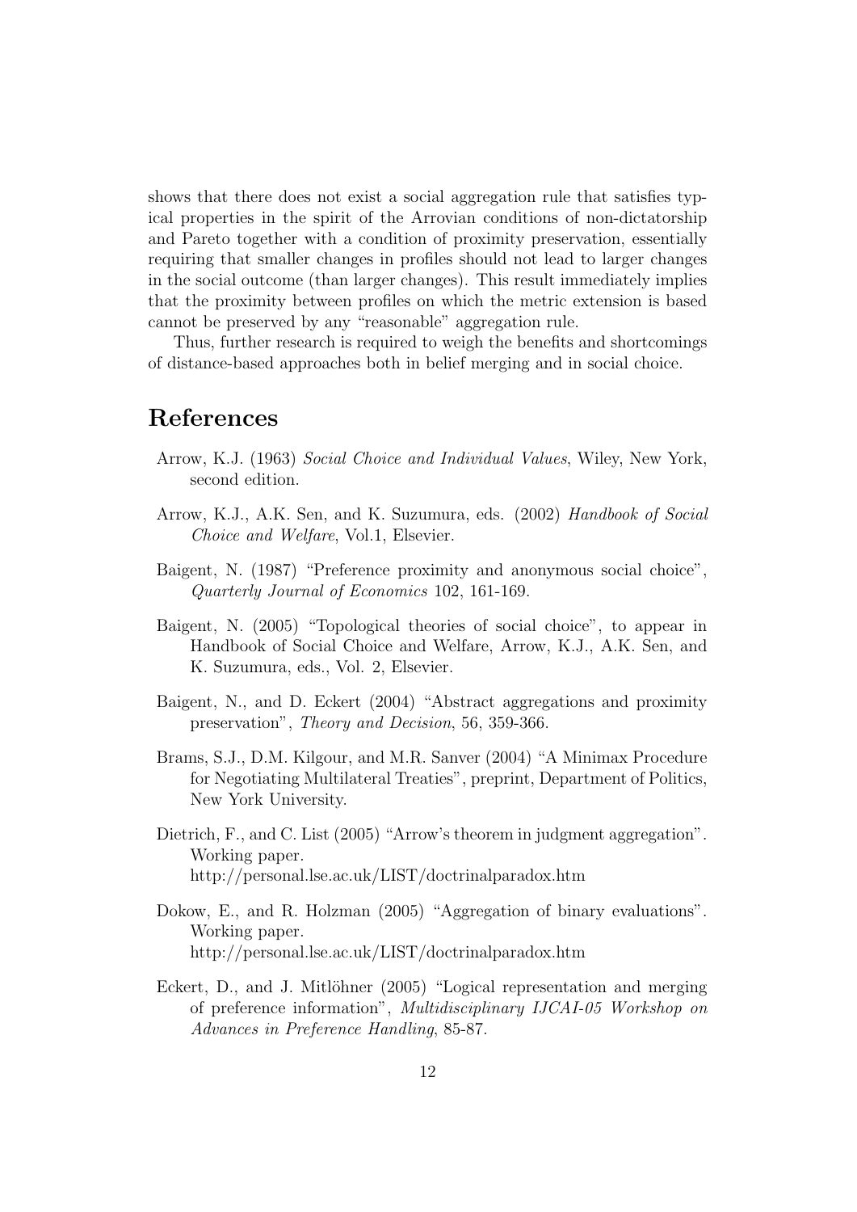shows that there does not exist a social aggregation rule that satisfies typical properties in the spirit of the Arrovian conditions of non-dictatorship and Pareto together with a condition of proximity preservation, essentially requiring that smaller changes in profiles should not lead to larger changes in the social outcome (than larger changes). This result immediately implies that the proximity between profiles on which the metric extension is based cannot be preserved by any "reasonable" aggregation rule.

Thus, further research is required to weigh the benefits and shortcomings of distance-based approaches both in belief merging and in social choice.

# References

Arrow, K.J. (1963) *Social Choice and Individual Values*, Wiley, New York, second edition.

Arrow, K.J., A.K. Sen, and K. Suzumura, eds. (2002) *Handbook of Social Choice and Welfare*, Vol.1, Elsevier.

Baigent, N. (1987) "Preference proximity and anonymous social choice", *Quarterly Journal of Economics* 102, 161-169.

Baigent, N. (2005) "Topological theories of social choice", to appear in Handbook of Social Choice and Welfare, Arrow, K.J., A.K. Sen, and K. Suzumura, eds., Vol. 2, Elsevier.

Baigent, N., and D. Eckert (2004) "Abstract aggregations and proximity preservation", *Theory and Decision*, 56, 359-366.

Brams, S.J., D.M. Kilgour, and M.R. Sanver (2004) "A Minimax Procedure for Negotiating Multilateral Treaties", preprint, Department of Politics, New York University.

Dietrich, F., and C. List (2005) "Arrow's theorem in judgment aggregation". Working paper.
http://personal.lse.ac.uk/LIST/doctrinalparadox.htm

Dokow, E., and R. Holzman (2005) "Aggregation of binary evaluations". Working paper.
http://personal.lse.ac.uk/LIST/doctrinalparadox.htm

Eckert, D., and J. Mitlöhner (2005) "Logical representation and merging of preference information", *Multidisciplinary IJCAI-05 Workshop on Advances in Preference Handling*, 85-87.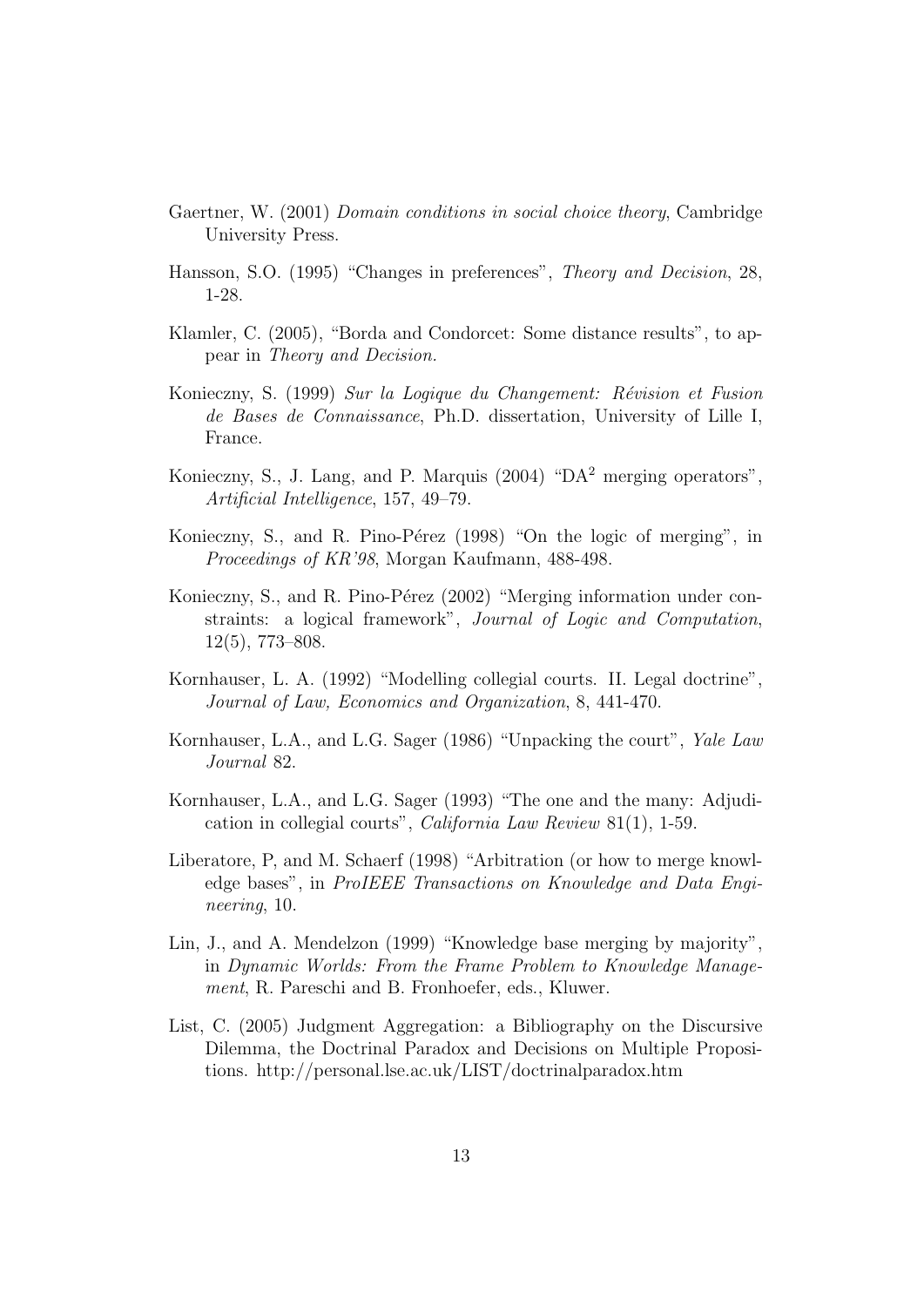Gaertner, W. (2001) *Domain conditions in social choice theory*, Cambridge University Press.

Hansson, S.O. (1995) "Changes in preferences", *Theory and Decision*, 28, 1-28.

Klamler, C. (2005), "Borda and Condorcet: Some distance results", to appear in *Theory and Decision.*

Konieczny, S. (1999) *Sur la Logique du Changement: Révision et Fusion de Bases de Connaissance*, Ph.D. dissertation, University of Lille I, France.

Konieczny, S., J. Lang, and P. Marquis (2004) "DA$^2$ merging operators", *Artificial Intelligence*, 157, 49–79.

Konieczny, S., and R. Pino-Pérez (1998) "On the logic of merging", in *Proceedings of KR'98*, Morgan Kaufmann, 488-498.

Konieczny, S., and R. Pino-Pérez (2002) "Merging information under constraints: a logical framework", *Journal of Logic and Computation*, 12(5), 773–808.

Kornhauser, L. A. (1992) "Modelling collegial courts. II. Legal doctrine", *Journal of Law, Economics and Organization*, 8, 441-470.

Kornhauser, L.A., and L.G. Sager (1986) "Unpacking the court", *Yale Law Journal* 82.

Kornhauser, L.A., and L.G. Sager (1993) "The one and the many: Adjudication in collegial courts", *California Law Review* 81(1), 1-59.

Liberatore, P, and M. Schaerf (1998) "Arbitration (or how to merge knowledge bases", in *ProIEEE Transactions on Knowledge and Data Engineering*, 10.

Lin, J., and A. Mendelzon (1999) "Knowledge base merging by majority", in *Dynamic Worlds: From the Frame Problem to Knowledge Management*, R. Pareschi and B. Fronhoefer, eds., Kluwer.

List, C. (2005) Judgment Aggregation: a Bibliography on the Discursive Dilemma, the Doctrinal Paradox and Decisions on Multiple Propositions. http://personal.lse.ac.uk/LIST/doctrinalparadox.htm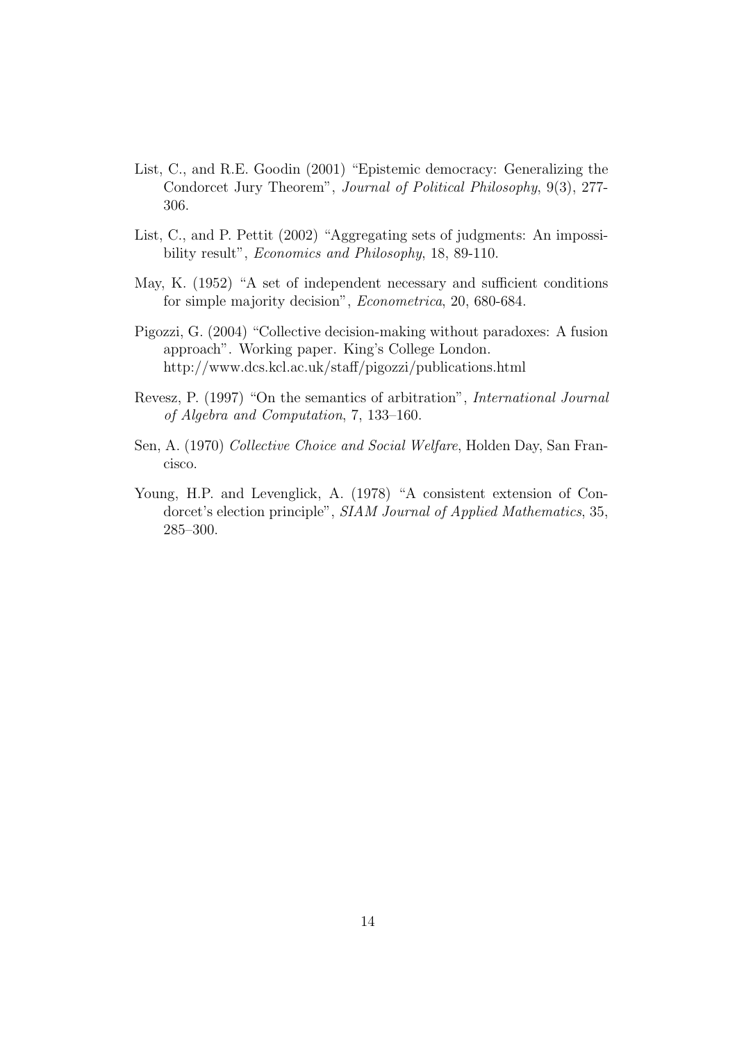List, C., and R.E. Goodin (2001) "Epistemic democracy: Generalizing the Condorcet Jury Theorem", *Journal of Political Philosophy*, 9(3), 277-306.

List, C., and P. Pettit (2002) "Aggregating sets of judgments: An impossibility result", *Economics and Philosophy*, 18, 89-110.

May, K. (1952) "A set of independent necessary and sufficient conditions for simple majority decision", *Econometrica*, 20, 680-684.

Pigozzi, G. (2004) "Collective decision-making without paradoxes: A fusion approach". Working paper. King's College London. http://www.dcs.kcl.ac.uk/staff/pigozzi/publications.html

Revesz, P. (1997) "On the semantics of arbitration", *International Journal of Algebra and Computation*, 7, 133–160.

Sen, A. (1970) *Collective Choice and Social Welfare*, Holden Day, San Francisco.

Young, H.P. and Levenglick, A. (1978) "A consistent extension of Condorcet's election principle", *SIAM Journal of Applied Mathematics*, 35, 285–300.